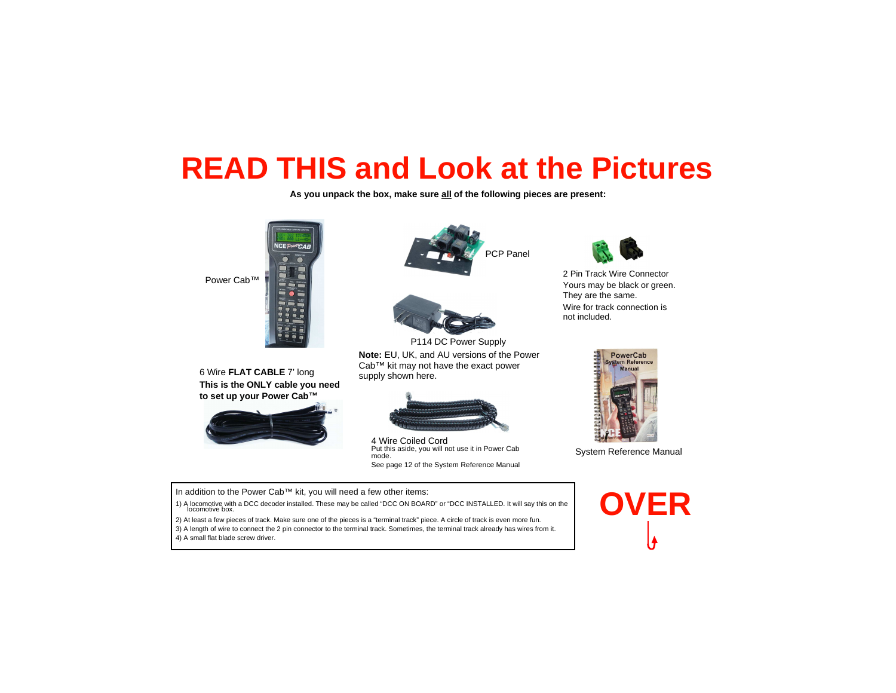# READ THIS and Look at the Pictures

**As you unpack the box, make sure all of the following pieces are present:**

Power Cab™

PCP Panel

2 Pin Track Wire Connector
Yours may be black or green.
They are the same.
Wire for track connection is not included.

P114 DC Power Supply

**Note:** EU, UK, and AU versions of the Power Cab™ kit may not have the exact power supply shown here.

6 Wire **FLAT CABLE** 7' long
**This is the ONLY cable you need to set up your Power Cab™**

4 Wire Coiled Cord
Put this aside, you will not use it in Power Cab mode.
See page 12 of the System Reference Manual

System Reference Manual

In addition to the Power Cab™ kit, you will need a few other items:

1) A locomotive with a DCC decoder installed. These may be called "DCC ON BOARD" or "DCC INSTALLED. It will say this on the locomotive box.
2) At least a few pieces of track. Make sure one of the pieces is a "terminal track" piece. A circle of track is even more fun.
3) A length of wire to connect the 2 pin connector to the terminal track. Sometimes, the terminal track already has wires from it.
4) A small flat blade screw driver.

**OVER**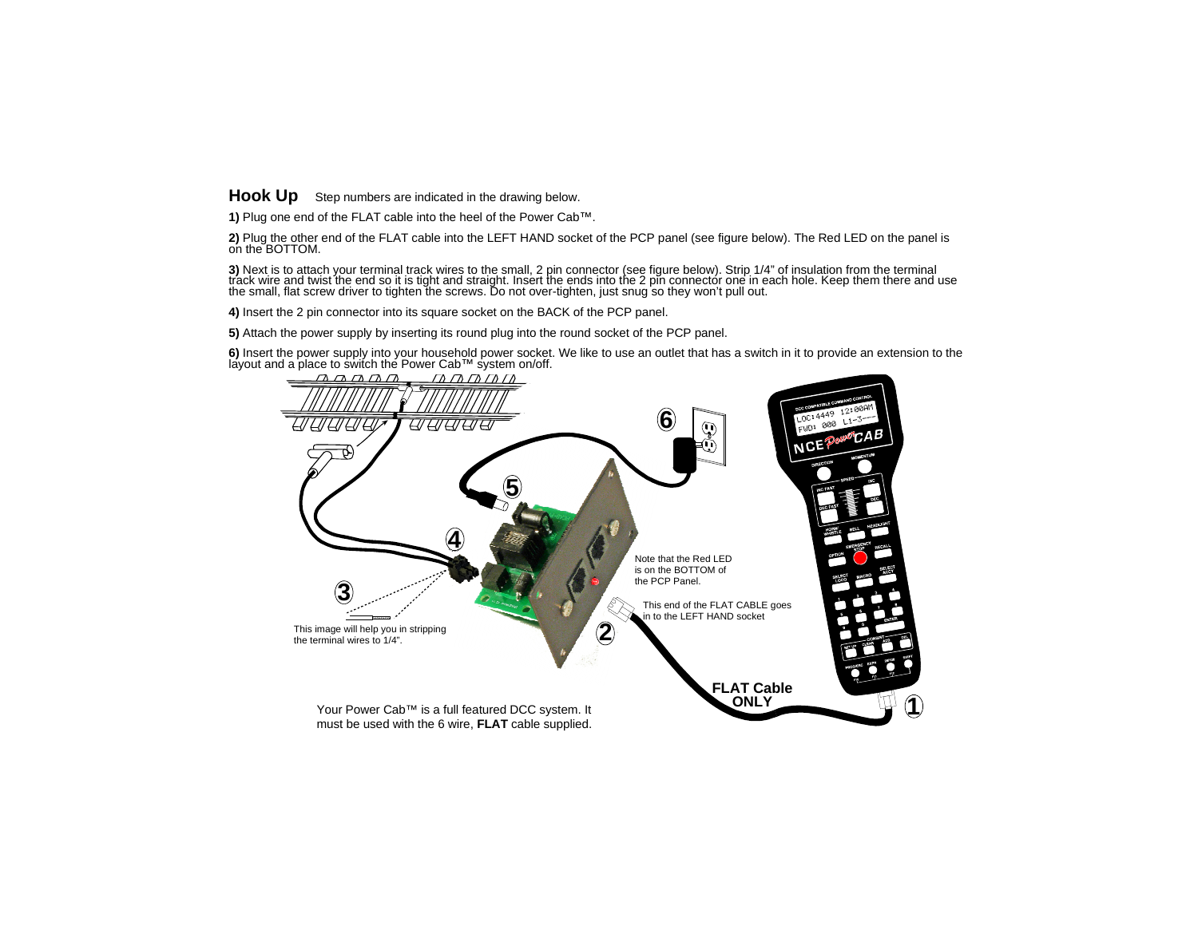## Hook Up

Step numbers are indicated in the drawing below.

**1)** Plug one end of the FLAT cable into the heel of the Power Cab™.

**2)** Plug the other end of the FLAT cable into the LEFT HAND socket of the PCP panel (see figure below). The Red LED on the panel is on the BOTTOM.

**3)** Next is to attach your terminal track wires to the small, 2 pin connector (see figure below). Strip 1/4" of insulation from the terminal track wire and twist the end so it is tight and straight. Insert the ends into the 2 pin connector one in each hole. Keep them there and use the small, flat screw driver to tighten the screws. Do not over-tighten, just snug so they won't pull out.

**4)** Insert the 2 pin connector into its square socket on the BACK of the PCP panel.

**5)** Attach the power supply by inserting its round plug into the round socket of the PCP panel.

**6)** Insert the power supply into your household power socket. We like to use an outlet that has a switch in it to provide an extension to the layout and a place to switch the Power Cab™ system on/off.

6

5

4

3

2

1

Note that the Red LED is on the BOTTOM of the PCP Panel.

This end of the FLAT CABLE goes in to the LEFT HAND socket

This image will help you in stripping the terminal wires to 1/4".

**FLAT Cable ONLY**

Your Power Cab™ is a full featured DCC system. It must be used with the 6 wire, **FLAT** cable supplied.